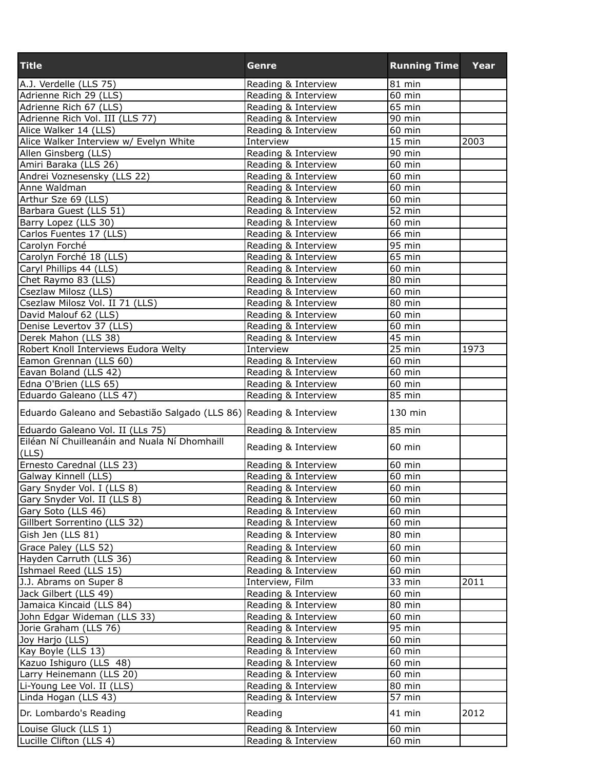| Title | Genre | Running Time | Year |
|---|---|---|---|
| A.J. Verdelle (LLS 75) | Reading & Interview | 81 min | |
| Adrienne Rich 29 (LLS) | Reading & Interview | 60 min | |
| Adrienne Rich 67 (LLS) | Reading & Interview | 65 min | |
| Adrienne Rich Vol. III (LLS 77) | Reading & Interview | 90 min | |
| Alice Walker 14 (LLS) | Reading & Interview | 60 min | |
| Alice Walker Interview w/ Evelyn White | Interview | 15 min | 2003 |
| Allen Ginsberg (LLS) | Reading & Interview | 90 min | |
| Amiri Baraka (LLS 26) | Reading & Interview | 60 min | |
| Andrei Voznesensky (LLS 22) | Reading & Interview | 60 min | |
| Anne Waldman | Reading & Interview | 60 min | |
| Arthur Sze 69 (LLS) | Reading & Interview | 60 min | |
| Barbara Guest (LLS 51) | Reading & Interview | 52 min | |
| Barry Lopez (LLS 30) | Reading & Interview | 60 min | |
| Carlos Fuentes 17 (LLS) | Reading & Interview | 66 min | |
| Carolyn Forché | Reading & Interview | 95 min | |
| Carolyn Forché 18 (LLS) | Reading & Interview | 65 min | |
| Caryl Phillips 44 (LLS) | Reading & Interview | 60 min | |
| Chet Raymo 83 (LLS) | Reading & Interview | 80 min | |
| Csezlaw Milosz (LLS) | Reading & Interview | 60 min | |
| Csezlaw Milosz Vol. II 71 (LLS) | Reading & Interview | 80 min | |
| David Malouf 62 (LLS) | Reading & Interview | 60 min | |
| Denise Levertov 37 (LLS) | Reading & Interview | 60 min | |
| Derek Mahon (LLS 38) | Reading & Interview | 45 min | |
| Robert Knoll Interviews Eudora Welty | Interview | 25 min | 1973 |
| Eamon Grennan (LLS 60) | Reading & Interview | 60 min | |
| Eavan Boland (LLS 42) | Reading & Interview | 60 min | |
| Edna O'Brien (LLS 65) | Reading & Interview | 60 min | |
| Eduardo Galeano (LLS 47) | Reading & Interview | 85 min | |
| Eduardo Galeano and Sebastião Salgado (LLS 86) | Reading & Interview | 130 min | |
| Eduardo Galeano Vol. II (LLs 75) | Reading & Interview | 85 min | |
| Eiléan Ní Chuilleanáin and Nuala Ní Dhomhaill (LLS) | Reading & Interview | 60 min | |
| Ernesto Carednal (LLS 23) | Reading & Interview | 60 min | |
| Galway Kinnell (LLS) | Reading & Interview | 60 min | |
| Gary Snyder Vol. I (LLS 8) | Reading & Interview | 60 min | |
| Gary Snyder Vol. II (LLS 8) | Reading & Interview | 60 min | |
| Gary Soto (LLS 46) | Reading & Interview | 60 min | |
| Gillbert Sorrentino (LLS 32) | Reading & Interview | 60 min | |
| Gish Jen (LLS 81) | Reading & Interview | 80 min | |
| Grace Paley (LLS 52) | Reading & Interview | 60 min | |
| Hayden Carruth (LLS 36) | Reading & Interview | 60 min | |
| Ishmael Reed (LLS 15) | Reading & Interview | 60 min | |
| J.J. Abrams on Super 8 | Interview, Film | 33 min | 2011 |
| Jack Gilbert (LLS 49) | Reading & Interview | 60 min | |
| Jamaica Kincaid (LLS 84) | Reading & Interview | 80 min | |
| John Edgar Wideman (LLS 33) | Reading & Interview | 60 min | |
| Jorie Graham (LLS 76) | Reading & Interview | 95 min | |
| Joy Harjo (LLS) | Reading & Interview | 60 min | |
| Kay Boyle (LLS 13) | Reading & Interview | 60 min | |
| Kazuo Ishiguro (LLS 48) | Reading & Interview | 60 min | |
| Larry Heinemann (LLS 20) | Reading & Interview | 60 min | |
| Li-Young Lee Vol. II (LLS) | Reading & Interview | 80 min | |
| Linda Hogan (LLS 43) | Reading & Interview | 57 min | |
| Dr. Lombardo's Reading | Reading | 41 min | 2012 |
| Louise Gluck (LLS 1) | Reading & Interview | 60 min | |
| Lucille Clifton (LLS 4) | Reading & Interview | 60 min | |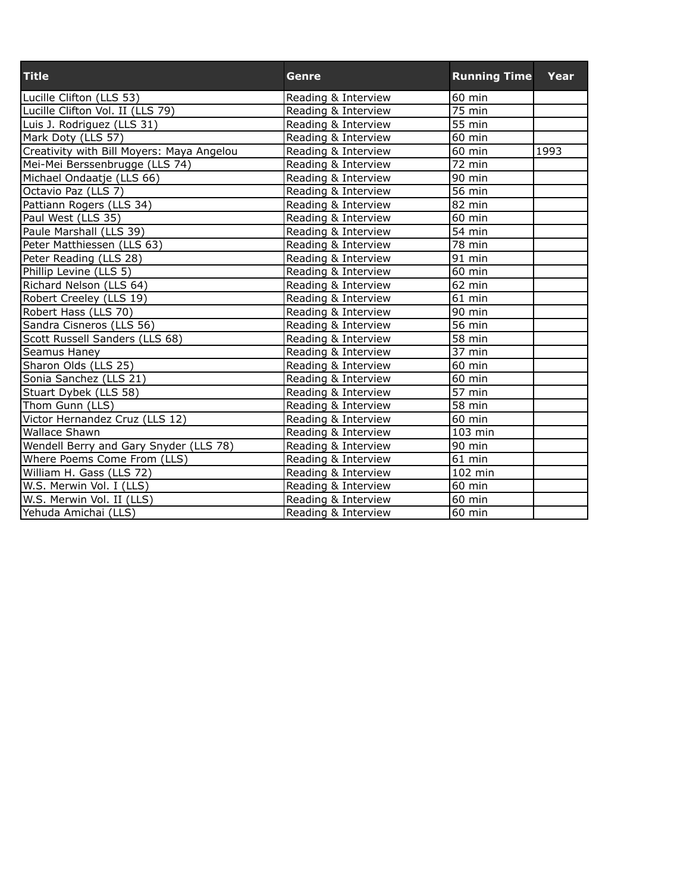| Title | Genre | Running Time | Year |
|---|---|---|---|
| Lucille Clifton (LLS 53) | Reading & Interview | 60 min | |
| Lucille Clifton Vol. II (LLS 79) | Reading & Interview | 75 min | |
| Luis J. Rodriguez (LLS 31) | Reading & Interview | 55 min | |
| Mark Doty (LLS 57) | Reading & Interview | 60 min | |
| Creativity with Bill Moyers: Maya Angelou | Reading & Interview | 60 min | 1993 |
| Mei-Mei Berssenbrugge (LLS 74) | Reading & Interview | 72 min | |
| Michael Ondaatje (LLS 66) | Reading & Interview | 90 min | |
| Octavio Paz (LLS 7) | Reading & Interview | 56 min | |
| Pattiann Rogers (LLS 34) | Reading & Interview | 82 min | |
| Paul West (LLS 35) | Reading & Interview | 60 min | |
| Paule Marshall (LLS 39) | Reading & Interview | 54 min | |
| Peter Matthiessen (LLS 63) | Reading & Interview | 78 min | |
| Peter Reading (LLS 28) | Reading & Interview | 91 min | |
| Phillip Levine (LLS 5) | Reading & Interview | 60 min | |
| Richard Nelson (LLS 64) | Reading & Interview | 62 min | |
| Robert Creeley (LLS 19) | Reading & Interview | 61 min | |
| Robert Hass (LLS 70) | Reading & Interview | 90 min | |
| Sandra Cisneros (LLS 56) | Reading & Interview | 56 min | |
| Scott Russell Sanders (LLS 68) | Reading & Interview | 58 min | |
| Seamus Haney | Reading & Interview | 37 min | |
| Sharon Olds (LLS 25) | Reading & Interview | 60 min | |
| Sonia Sanchez (LLS 21) | Reading & Interview | 60 min | |
| Stuart Dybek (LLS 58) | Reading & Interview | 57 min | |
| Thom Gunn (LLS) | Reading & Interview | 58 min | |
| Victor Hernandez Cruz (LLS 12) | Reading & Interview | 60 min | |
| Wallace Shawn | Reading & Interview | 103 min | |
| Wendell Berry and Gary Snyder (LLS 78) | Reading & Interview | 90 min | |
| Where Poems Come From (LLS) | Reading & Interview | 61 min | |
| William H. Gass (LLS 72) | Reading & Interview | 102 min | |
| W.S. Merwin Vol. I (LLS) | Reading & Interview | 60 min | |
| W.S. Merwin Vol. II (LLS) | Reading & Interview | 60 min | |
| Yehuda Amichai (LLS) | Reading & Interview | 60 min | |